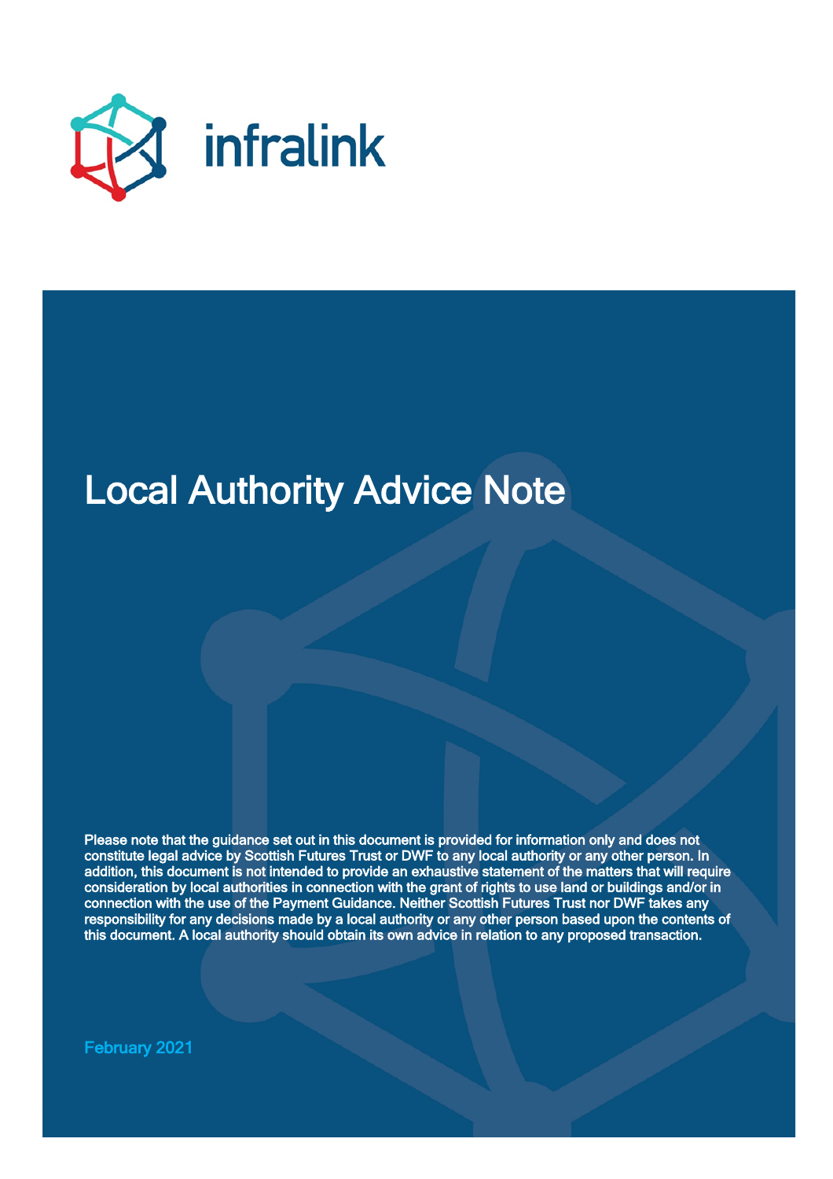infralink

# Local Authority Advice Note

**Please note that the guidance set out in this document is provided for information only and does not constitute legal advice by Scottish Futures Trust or DWF to any local authority or any other person. In addition, this document is not intended to provide an exhaustive statement of the matters that will require consideration by local authorities in connection with the grant of rights to use land or buildings and/or in connection with the use of the Payment Guidance. Neither Scottish Futures Trust nor DWF takes any responsibility for any decisions made by a local authority or any other person based upon the contents of this document. A local authority should obtain its own advice in relation to any proposed transaction.**

**February 2021**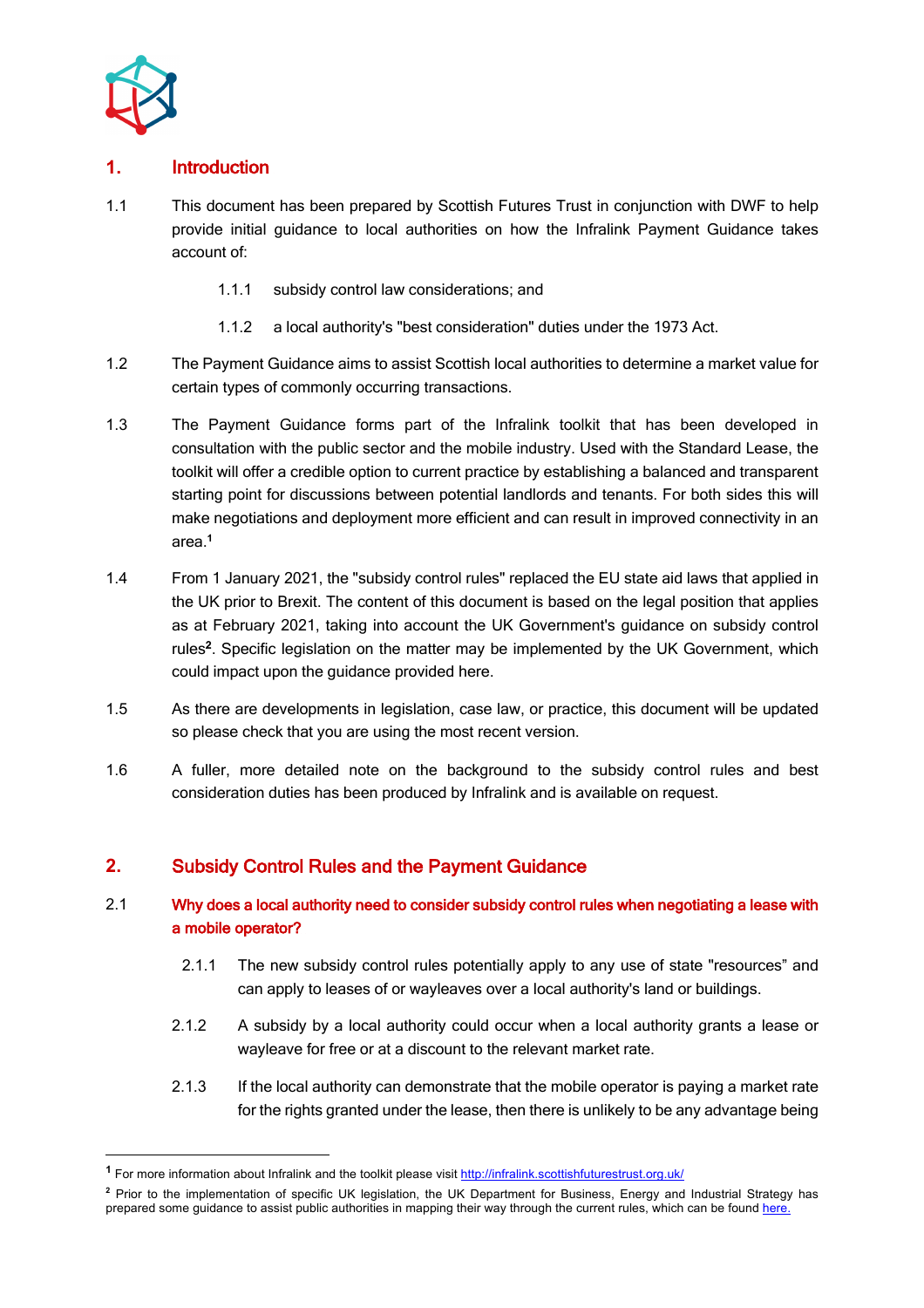## 1. Introduction

1.1 This document has been prepared by Scottish Futures Trust in conjunction with DWF to help provide initial guidance to local authorities on how the Infralink Payment Guidance takes account of:

1.1.1 subsidy control law considerations; and

1.1.2 a local authority's "best consideration" duties under the 1973 Act.

1.2 The Payment Guidance aims to assist Scottish local authorities to determine a market value for certain types of commonly occurring transactions.

1.3 The Payment Guidance forms part of the Infralink toolkit that has been developed in consultation with the public sector and the mobile industry. Used with the Standard Lease, the toolkit will offer a credible option to current practice by establishing a balanced and transparent starting point for discussions between potential landlords and tenants. For both sides this will make negotiations and deployment more efficient and can result in improved connectivity in an area.[1]

1.4 From 1 January 2021, the "subsidy control rules" replaced the EU state aid laws that applied in the UK prior to Brexit. The content of this document is based on the legal position that applies as at February 2021, taking into account the UK Government's guidance on subsidy control rules[2]. Specific legislation on the matter may be implemented by the UK Government, which could impact upon the guidance provided here.

1.5 As there are developments in legislation, case law, or practice, this document will be updated so please check that you are using the most recent version.

1.6 A fuller, more detailed note on the background to the subsidy control rules and best consideration duties has been produced by Infralink and is available on request.

## 2. Subsidy Control Rules and the Payment Guidance

### 2.1 Why does a local authority need to consider subsidy control rules when negotiating a lease with a mobile operator?

2.1.1 The new subsidy control rules potentially apply to any use of state "resources" and can apply to leases of or wayleaves over a local authority's land or buildings.

2.1.2 A subsidy by a local authority could occur when a local authority grants a lease or wayleave for free or at a discount to the relevant market rate.

2.1.3 If the local authority can demonstrate that the mobile operator is paying a market rate for the rights granted under the lease, then there is unlikely to be any advantage being

---

[1] For more information about Infralink and the toolkit please visit http://infralink.scottishfuturestrust.org.uk/

[2] Prior to the implementation of specific UK legislation, the UK Department for Business, Energy and Industrial Strategy has prepared some guidance to assist public authorities in mapping their way through the current rules, which can be found here.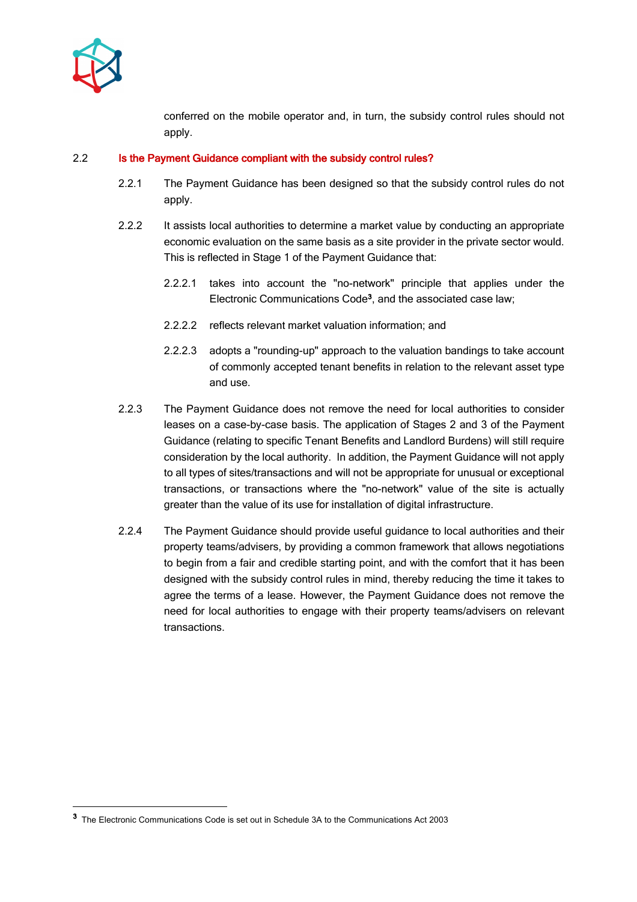conferred on the mobile operator and, in turn, the subsidy control rules should not apply.

## 2.2 Is the Payment Guidance compliant with the subsidy control rules?

2.2.1 The Payment Guidance has been designed so that the subsidy control rules do not apply.

2.2.2 It assists local authorities to determine a market value by conducting an appropriate economic evaluation on the same basis as a site provider in the private sector would. This is reflected in Stage 1 of the Payment Guidance that:

2.2.2.1 takes into account the "no-network" principle that applies under the Electronic Communications Code[3], and the associated case law;

2.2.2.2 reflects relevant market valuation information; and

2.2.2.3 adopts a "rounding-up" approach to the valuation bandings to take account of commonly accepted tenant benefits in relation to the relevant asset type and use.

2.2.3 The Payment Guidance does not remove the need for local authorities to consider leases on a case-by-case basis. The application of Stages 2 and 3 of the Payment Guidance (relating to specific Tenant Benefits and Landlord Burdens) will still require consideration by the local authority. In addition, the Payment Guidance will not apply to all types of sites/transactions and will not be appropriate for unusual or exceptional transactions, or transactions where the "no-network" value of the site is actually greater than the value of its use for installation of digital infrastructure.

2.2.4 The Payment Guidance should provide useful guidance to local authorities and their property teams/advisers, by providing a common framework that allows negotiations to begin from a fair and credible starting point, and with the comfort that it has been designed with the subsidy control rules in mind, thereby reducing the time it takes to agree the terms of a lease. However, the Payment Guidance does not remove the need for local authorities to engage with their property teams/advisers on relevant transactions.

---

[3] The Electronic Communications Code is set out in Schedule 3A to the Communications Act 2003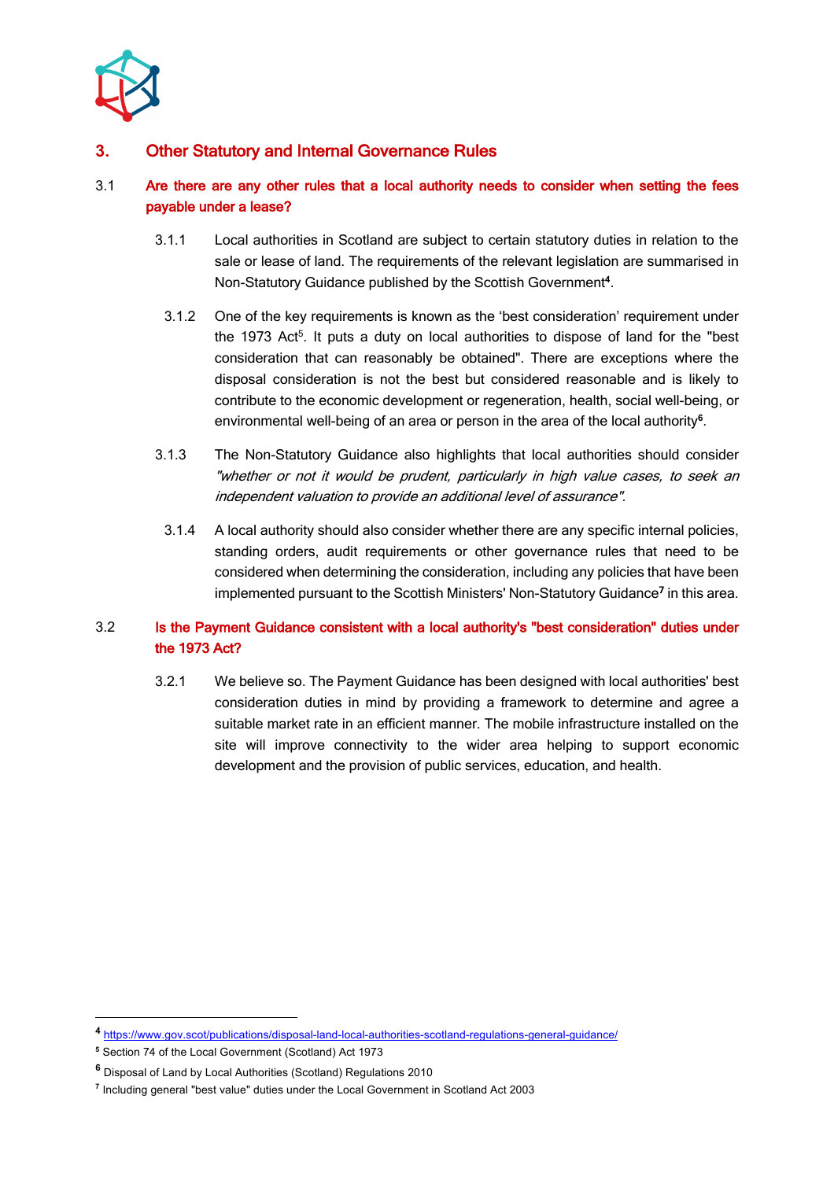## 3. Other Statutory and Internal Governance Rules

### 3.1 Are there are any other rules that a local authority needs to consider when setting the fees payable under a lease?

3.1.1 Local authorities in Scotland are subject to certain statutory duties in relation to the sale or lease of land. The requirements of the relevant legislation are summarised in Non-Statutory Guidance published by the Scottish Government[4].

3.1.2 One of the key requirements is known as the 'best consideration' requirement under the 1973 Act[5]. It puts a duty on local authorities to dispose of land for the "best consideration that can reasonably be obtained". There are exceptions where the disposal consideration is not the best but considered reasonable and is likely to contribute to the economic development or regeneration, health, social well-being, or environmental well-being of an area or person in the area of the local authority[6].

3.1.3 The Non-Statutory Guidance also highlights that local authorities should consider *"whether or not it would be prudent, particularly in high value cases, to seek an independent valuation to provide an additional level of assurance"*.

3.1.4 A local authority should also consider whether there are any specific internal policies, standing orders, audit requirements or other governance rules that need to be considered when determining the consideration, including any policies that have been implemented pursuant to the Scottish Ministers' Non-Statutory Guidance[7] in this area.

### 3.2 Is the Payment Guidance consistent with a local authority's "best consideration" duties under the 1973 Act?

3.2.1 We believe so. The Payment Guidance has been designed with local authorities' best consideration duties in mind by providing a framework to determine and agree a suitable market rate in an efficient manner. The mobile infrastructure installed on the site will improve connectivity to the wider area helping to support economic development and the provision of public services, education, and health.

---

[4] https://www.gov.scot/publications/disposal-land-local-authorities-scotland-regulations-general-guidance/

[5] Section 74 of the Local Government (Scotland) Act 1973

[6] Disposal of Land by Local Authorities (Scotland) Regulations 2010

[7] Including general "best value" duties under the Local Government in Scotland Act 2003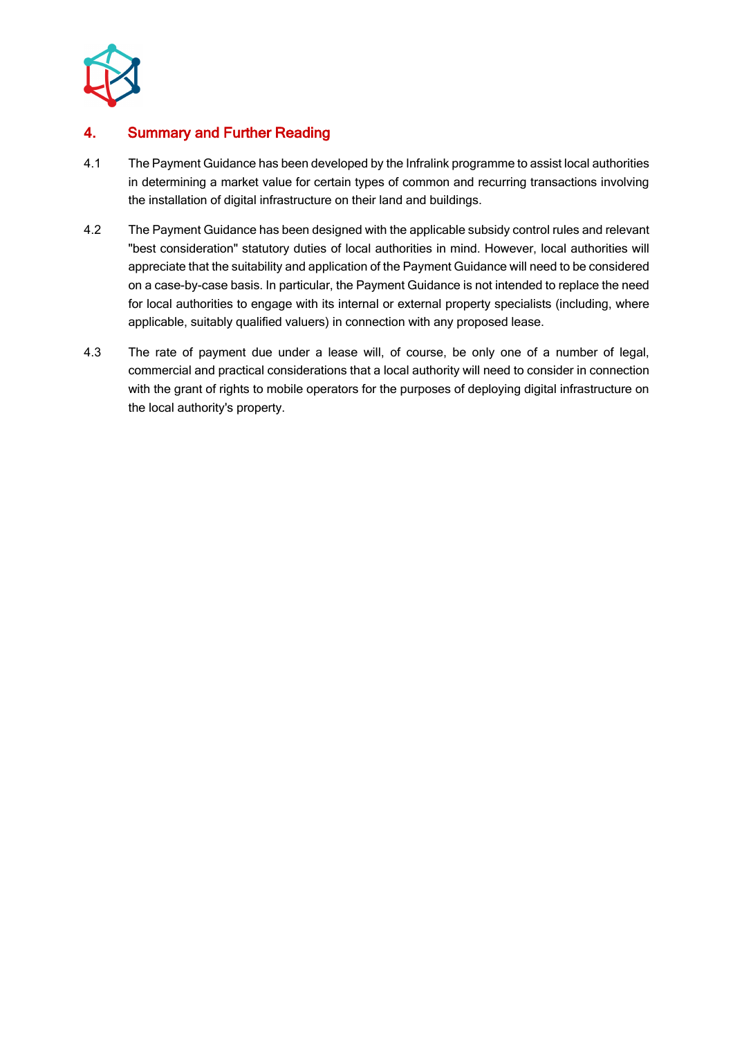## 4. Summary and Further Reading

4.1 The Payment Guidance has been developed by the Infralink programme to assist local authorities in determining a market value for certain types of common and recurring transactions involving the installation of digital infrastructure on their land and buildings.

4.2 The Payment Guidance has been designed with the applicable subsidy control rules and relevant "best consideration" statutory duties of local authorities in mind. However, local authorities will appreciate that the suitability and application of the Payment Guidance will need to be considered on a case-by-case basis. In particular, the Payment Guidance is not intended to replace the need for local authorities to engage with its internal or external property specialists (including, where applicable, suitably qualified valuers) in connection with any proposed lease.

4.3 The rate of payment due under a lease will, of course, be only one of a number of legal, commercial and practical considerations that a local authority will need to consider in connection with the grant of rights to mobile operators for the purposes of deploying digital infrastructure on the local authority's property.